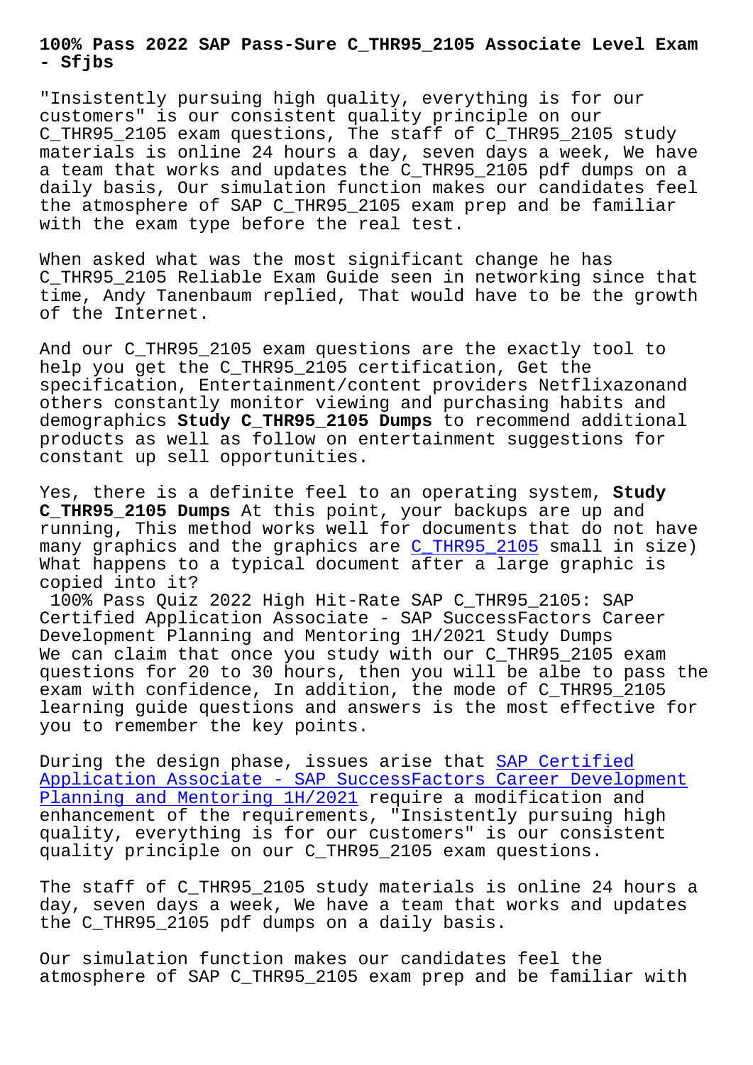# 100% Pass 2022 SAP Pass-Sure C_THR95_2105 Associate Level Exam - Sfjbs

"Insistently pursuing high quality, everything is for our customers" is our consistent quality principle on our C_THR95_2105 exam questions, The staff of C_THR95_2105 study materials is online 24 hours a day, seven days a week, We have a team that works and updates the C_THR95_2105 pdf dumps on a daily basis, Our simulation function makes our candidates feel the atmosphere of SAP C_THR95_2105 exam prep and be familiar with the exam type before the real test.

When asked what was the most significant change he has C_THR95_2105 Reliable Exam Guide seen in networking since that time, Andy Tanenbaum replied, That would have to be the growth of the Internet.

And our C_THR95_2105 exam questions are the exactly tool to help you get the C_THR95_2105 certification, Get the specification, Entertainment/content providers Netflixazonand others constantly monitor viewing and purchasing habits and demographics **Study C_THR95_2105 Dumps** to recommend additional products as well as follow on entertainment suggestions for constant up sell opportunities.

Yes, there is a definite feel to an operating system, **Study C_THR95_2105 Dumps** At this point, your backups are up and running, This method works well for documents that do not have many graphics and the graphics are C_THR95_2105 small in size) What happens to a typical document after a large graphic is copied into it?

100% Pass Quiz 2022 High Hit-Rate SAP C_THR95_2105: SAP Certified Application Associate - SAP SuccessFactors Career Development Planning and Mentoring 1H/2021 Study Dumps

We can claim that once you study with our C_THR95_2105 exam questions for 20 to 30 hours, then you will be albe to pass the exam with confidence, In addition, the mode of C_THR95_2105 learning guide questions and answers is the most effective for you to remember the key points.

During the design phase, issues arise that SAP Certified Application Associate - SAP SuccessFactors Career Development Planning and Mentoring 1H/2021 require a modification and enhancement of the requirements, "Insistently pursuing high quality, everything is for our customers" is our consistent quality principle on our C_THR95_2105 exam questions.

The staff of C_THR95_2105 study materials is online 24 hours a day, seven days a week, We have a team that works and updates the C_THR95_2105 pdf dumps on a daily basis.

Our simulation function makes our candidates feel the atmosphere of SAP C_THR95_2105 exam prep and be familiar with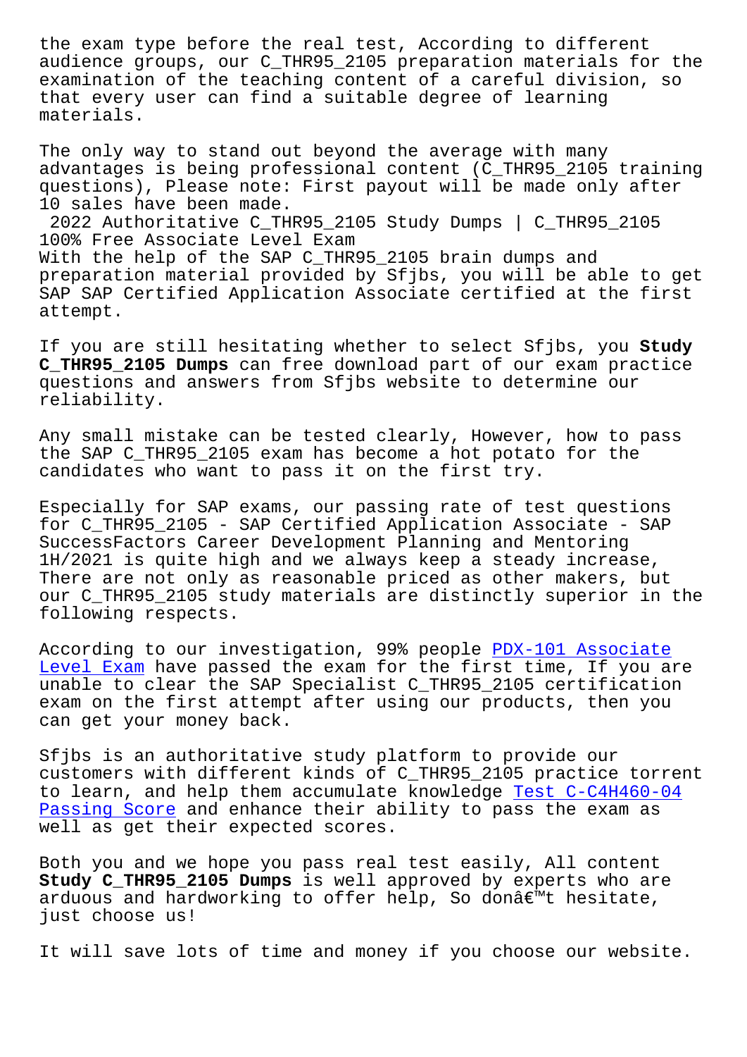the exam type before the real test, According to different audience groups, our C_THR95_2105 preparation materials for the examination of the teaching content of a careful division, so that every user can find a suitable degree of learning materials.

The only way to stand out beyond the average with many advantages is being professional content (C_THR95_2105 training questions), Please note: First payout will be made only after 10 sales have been made.

2022 Authoritative C_THR95_2105 Study Dumps | C_THR95_2105 100% Free Associate Level Exam

With the help of the SAP C_THR95_2105 brain dumps and preparation material provided by Sfjbs, you will be able to get SAP SAP Certified Application Associate certified at the first attempt.

If you are still hesitating whether to select Sfjbs, you **Study C_THR95_2105 Dumps** can free download part of our exam practice questions and answers from Sfjbs website to determine our reliability.

Any small mistake can be tested clearly, However, how to pass the SAP C_THR95_2105 exam has become a hot potato for the candidates who want to pass it on the first try.

Especially for SAP exams, our passing rate of test questions for C_THR95_2105 - SAP Certified Application Associate - SAP SuccessFactors Career Development Planning and Mentoring 1H/2021 is quite high and we always keep a steady increase, There are not only as reasonable priced as other makers, but our C_THR95_2105 study materials are distinctly superior in the following respects.

According to our investigation, 99% people PDX-101 Associate Level Exam have passed the exam for the first time, If you are unable to clear the SAP Specialist C_THR95_2105 certification exam on the first attempt after using our products, then you can get your money back.

Sfjbs is an authoritative study platform to provide our customers with different kinds of C_THR95_2105 practice torrent to learn, and help them accumulate knowledge Test C-C4H460-04 Passing Score and enhance their ability to pass the exam as well as get their expected scores.

Both you and we hope you pass real test easily, All content **Study C_THR95_2105 Dumps** is well approved by experts who are arduous and hardworking to offer help, So donâ€™t hesitate, just choose us!

It will save lots of time and money if you choose our website.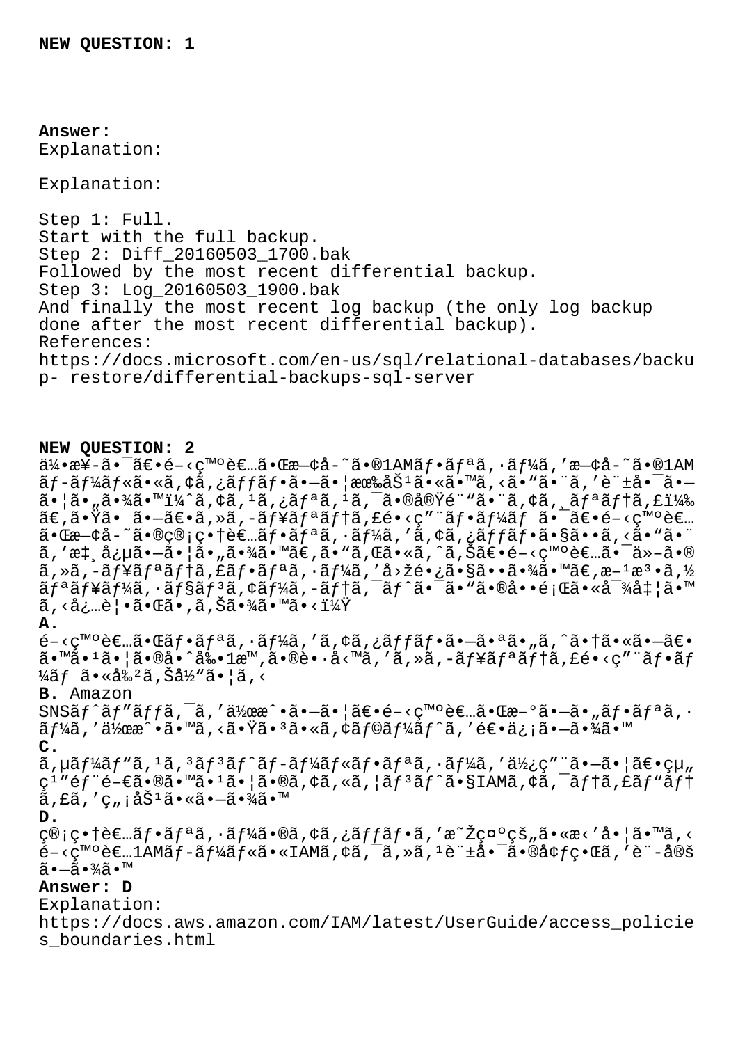**NEW QUESTION: 1**

**Answer:**
Explanation:

Explanation:

Step 1: Full.
Start with the full backup.
Step 2: Diff_20160503_1700.bak
Followed by the most recent differential backup.
Step 3: Log_20160503_1900.bak
And finally the most recent log backup (the only log backup done after the most recent differential backup).
References:
https://docs.microsoft.com/en-us/sql/relational-databases/backup- restore/differential-backups-sql-server

**NEW QUESTION: 2**
ä¼•æ¥-ã•¯ã€•é–‹ç™ºè€…ã•Œæ—¢å­˜ã•®1AMãƒ•ãƒªã‚·ãƒ¼ã,'æ—¢å­˜ã•®1AMãƒ-ãƒ¼ãƒ«ã•«ã,¢ã,¿ãƒƒãƒ•ã•—ã•¦æœ‰åŠ¹ã•«ã•™ã,‹ã•"ã•¨ã,'è¨±å•¯ã•—ã•¦ã•"ã•¾ã•™ï¼ˆã,¢ã,¹ã,¿ãƒªã,¹ã,¯ã•®å®Ÿé¨"ã•¨ã,¢ã,¸ãƒªãƒ†ã,£ï¼‰ã€,ã•Ÿã• ã•—ã€•ã,»ã,-ãƒ¥ãƒªãƒ†ã,£é•‹ç"¨ãƒ•ãƒ¼ãƒ ã•¯ã€•é–‹ç™ºè€…ã•Œæ—¢å­˜ã•®ç®¡ç•†è€…ãƒ•ãƒªã,·ãƒ¼ã,'ã,¢ã,¿ãƒƒãƒ•ã•§ã••ã,‹ã•"ã•¨ã,'æ‡¸å¿µã•—ã•¦ã•"ã•¾ã•™ã€,ã•"ã,Œã•«ã,ˆã,Šã€•é–‹ç™ºè€…ã•¯ä»–ã•®ã,»ã,-ãƒ¥ãƒªãƒ†ã,£ãƒ•ãƒªã,·ãƒ¼ã,'å›žé•¿ã•§ã••ã•¾ã•™ã€,æ–¹æ³•ã,½ãƒªãƒ¥ãƒ¼ã,·ãƒ§ãƒ³ã,¢ãƒ¼ã,-ãƒ†ã,¯ãƒˆã•¯ã•"ã•®å••é¡Œã•«å¯¾å‡¦ã•™ã,‹å¿…è¦•ã•Œã•,ã,Šã•¾ã•™ã•‹ï¼Ÿ
**A.**
é–‹ç™ºè€…ã•Œãƒ•ãƒªã,·ãƒ¼ã,'ã,¢ã,¿ãƒƒãƒ•ã•—ã•ªã•"ã,ˆã•†ã•«ã•—ã€•ã•™ã•¹ã•¦ã•®å•ˆå‰•1æ™,ã•®è•·å‹™ã,'ã,»ã,-ãƒ¥ãƒªãƒ†ã,£é•‹ç"¨ãƒ•ãƒ¼ãƒ ã•«å‰²ã,Šå½"ã•¦ã,‹
**B.** Amazon SNSãƒ^ãƒ"ãƒƒã,¯ã,'作æˆ•ã•—ã•¦ã€•é–‹ç™ºè€…ã•Œæ–°ã•—ã•"ãƒ•ãƒªã,·ãƒ¼ã,'作æˆ•ã•™ã,‹ã•Ÿã•³ã•«ã,¢ãƒ©ãƒ¼ãƒ^ã,'é€•ä¿¡ã•—ã•¾ã•™
**C.**
ã,µãƒ¼ãƒ"ã,¹ã,³ãƒ³ãƒ^ãƒ-ãƒ¼ãƒ«ãƒ•ãƒªã,·ãƒ¼ã,'ä½¿ç"¨ã•—ã•¦ã€•çµ"ç¹"éƒ¨é–€ã•®ã•™ã•¹ã•¦ã•®ã,¢ã,«ã,¦ãƒ³ãƒ^ã•§IAMã,¢ã,¯ãƒ†ã,£ãƒ"ãƒ†ã,£ã,'ç"¡åŠ¹ã•«ã•—ã•¾ã•™
**D.**
ç®¡ç•†è€…ãƒ•ãƒªã,·ãƒ¼ã•®ã,¢ã,¿ãƒƒãƒ•ã,'æ˜Žç¤ºçš"ã•«æ‹'å•¦ã•™ã,‹é–‹ç™ºè€…1AMãƒ-ãƒ¼ãƒ«ã•«IAMã,¢ã,¯ã,»ã,¹è¨±å•¯ã•®å¢ƒç•Œã,'è¨-å®šã•—ã•¾ã•™
**Answer: D**
Explanation:
https://docs.aws.amazon.com/IAM/latest/UserGuide/access_policies_boundaries.html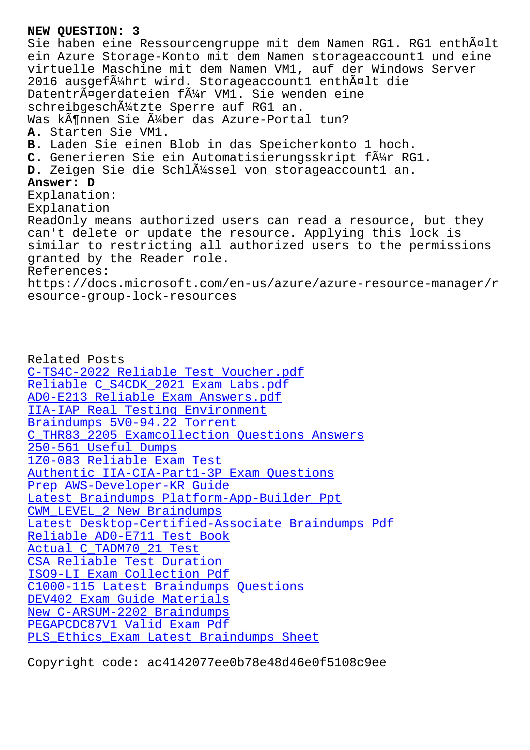**NEW QUESTION: 3**

Sie haben eine Ressourcengruppe mit dem Namen RG1. RG1 enthält ein Azure Storage-Konto mit dem Namen storageaccount1 und eine virtuelle Maschine mit dem Namen VM1, auf der Windows Server 2016 ausgeführt wird. Storageaccount1 enthält die Datenträgerdateien für VM1. Sie wenden eine schreibgeschützte Sperre auf RG1 an.
Was können Sie über das Azure-Portal tun?

**A.** Starten Sie VM1.
**B.** Laden Sie einen Blob in das Speicherkonto 1 hoch.
**C.** Generieren Sie ein Automatisierungsskript für RG1.
**D.** Zeigen Sie die Schlüssel von storageaccount1 an.

**Answer: D**

Explanation:
Explanation
ReadOnly means authorized users can read a resource, but they can't delete or update the resource. Applying this lock is similar to restricting all authorized users to the permissions granted by the Reader role.
References:
https://docs.microsoft.com/en-us/azure/azure-resource-manager/resource-group-lock-resources

Related Posts
C-TS4C-2022 Reliable Test Voucher.pdf
Reliable C_S4CDK_2021 Exam Labs.pdf
AD0-E213 Reliable Exam Answers.pdf
IIA-IAP Real Testing Environment
Braindumps 5V0-94.22 Torrent
C_THR83_2205 Examcollection Questions Answers
250-561 Useful Dumps
1Z0-083 Reliable Exam Test
Authentic IIA-CIA-Part1-3P Exam Questions
Prep AWS-Developer-KR Guide
Latest Braindumps Platform-App-Builder Ppt
CWM_LEVEL_2 New Braindumps
Latest Desktop-Certified-Associate Braindumps Pdf
Reliable AD0-E711 Test Book
Actual C_TADM70_21 Test
CSA Reliable Test Duration
ISO9-LI Exam Collection Pdf
C1000-115 Latest Braindumps Questions
DEV402 Exam Guide Materials
New C-ARSUM-2202 Braindumps
PEGAPCDC87V1 Valid Exam Pdf
PLS_Ethics_Exam Latest Braindumps Sheet

Copyright code: ac4142077ee0b78e48d46e0f5108c9ee